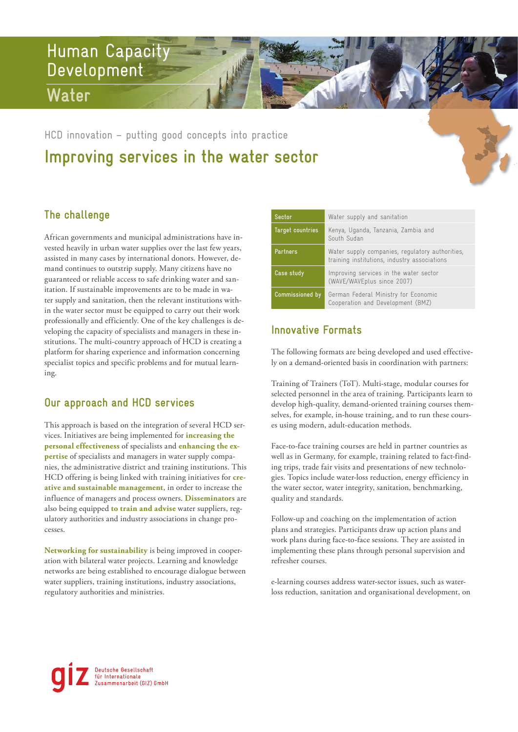# Human Capacity Development
## Water

HCD innovation – putting good concepts into practice

# Improving services in the water sector

## The challenge

African governments and municipal administrations have invested heavily in urban water supplies over the last few years, assisted in many cases by international donors. However, demand continues to outstrip supply. Many citizens have no guaranteed or reliable access to safe drinking water and sanitation. If sustainable improvements are to be made in water supply and sanitation, then the relevant institutions within the water sector must be equipped to carry out their work professionally and efficiently. One of the key challenges is developing the capacity of specialists and managers in these institutions. The multi-country approach of HCD is creating a platform for sharing experience and information concerning specialist topics and specific problems and for mutual learning.

## Our approach and HCD services

This approach is based on the integration of several HCD services. Initiatives are being implemented for **increasing the personal effectiveness** of specialists and **enhancing the expertise** of specialists and managers in water supply companies, the administrative district and training institutions. This HCD offering is being linked with training initiatives for **creative and sustainable management**, in order to increase the influence of managers and process owners. **Disseminators** are also being equipped **to train and advise** water suppliers, regulatory authorities and industry associations in change processes.

**Networking for sustainability** is being improved in cooperation with bilateral water projects. Learning and knowledge networks are being established to encourage dialogue between water suppliers, training institutions, industry associations, regulatory authorities and ministries.

| Sector | Water supply and sanitation |
|---|---|
| Target countries | Kenya, Uganda, Tanzania, Zambia and South Sudan |
| Partners | Water supply companies, regulatory authorities, training institutions, industry associations |
| Case study | Improving services in the water sector (WAVE/WAVEplus since 2007) |
| Commissioned by | German Federal Ministry for Economic Cooperation and Development (BMZ) |

## Innovative Formats

The following formats are being developed and used effectively on a demand-oriented basis in coordination with partners:

Training of Trainers (ToT). Multi-stage, modular courses for selected personnel in the area of training. Participants learn to develop high-quality, demand-oriented training courses themselves, for example, in-house training, and to run these courses using modern, adult-education methods.

Face-to-face training courses are held in partner countries as well as in Germany, for example, training related to fact-finding trips, trade fair visits and presentations of new technologies. Topics include water-loss reduction, energy efficiency in the water sector, water integrity, sanitation, benchmarking, quality and standards.

Follow-up and coaching on the implementation of action plans and strategies. Participants draw up action plans and work plans during face-to-face sessions. They are assisted in implementing these plans through personal supervision and refresher courses.

e-learning courses address water-sector issues, such as water-loss reduction, sanitation and organisational development, on

giz Deutsche Gesellschaft für Internationale Zusammenarbeit (GIZ) GmbH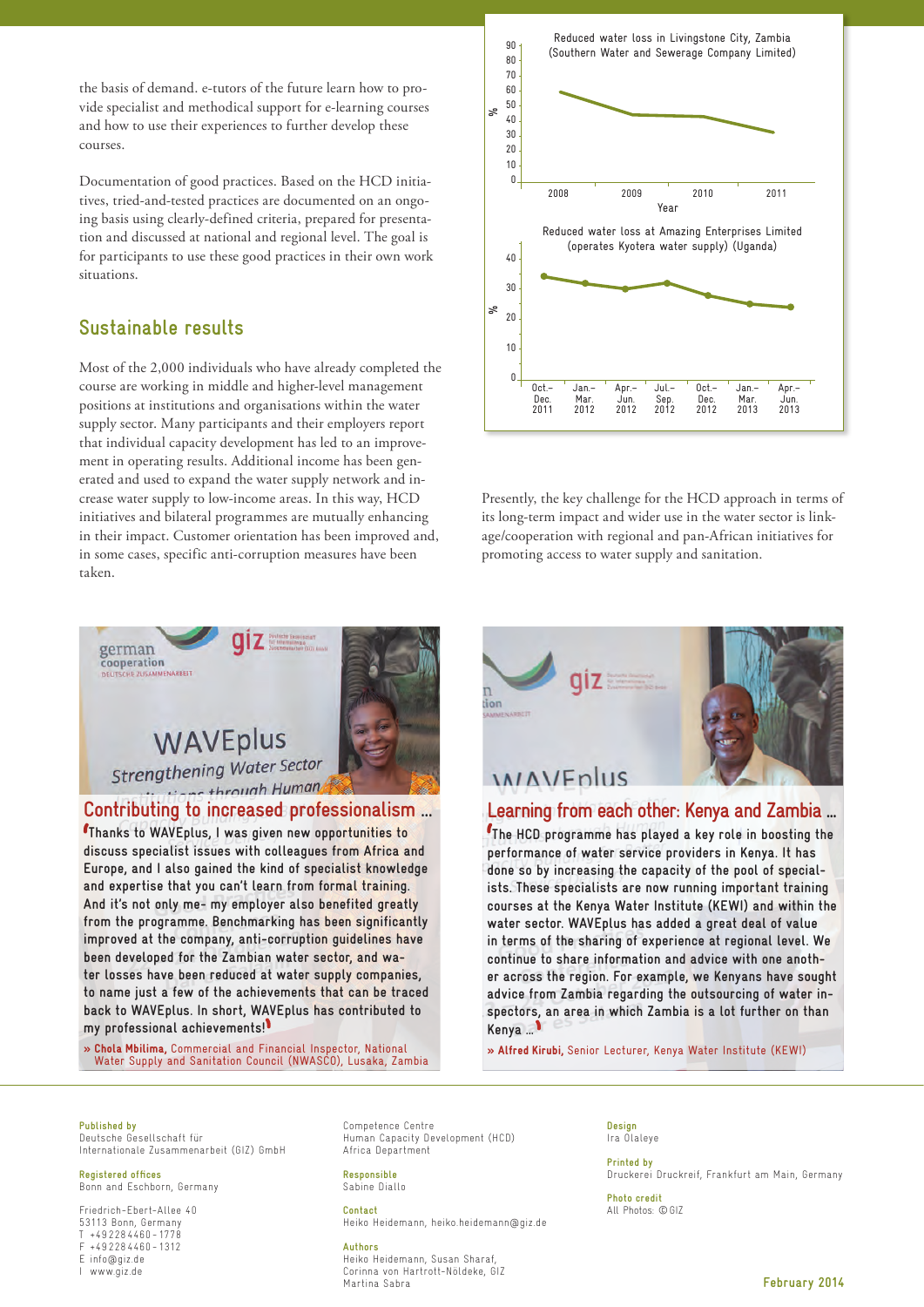the basis of demand. e-tutors of the future learn how to provide specialist and methodical support for e-learning courses and how to use their experiences to further develop these courses.

Documentation of good practices. Based on the HCD initiatives, tried-and-tested practices are documented on an ongoing basis using clearly-defined criteria, prepared for presentation and discussed at national and regional level. The goal is for participants to use these good practices in their own work situations.

## Sustainable results

Most of the 2,000 individuals who have already completed the course are working in middle and higher-level management positions at institutions and organisations within the water supply sector. Many participants and their employers report that individual capacity development has led to an improvement in operating results. Additional income has been generated and used to expand the water supply network and increase water supply to low-income areas. In this way, HCD initiatives and bilateral programmes are mutually enhancing in their impact. Customer orientation has been improved and, in some cases, specific anti-corruption measures have been taken.

Reduced water loss in Livingstone City, Zambia
(Southern Water and Sewerage Company Limited)

%
90
80
70
60
50
40
30
20
10
0
2008
2009
2010
2011
Year

Reduced water loss at Amazing Enterprises Limited
(operates Kyotera water supply) (Uganda)

%
40
30
20
10
0
Oct.–Dec. 2011
Jan.–Mar. 2012
Apr.–Jun. 2012
Jul.–Sep. 2012
Oct.–Dec. 2012
Jan.–Mar. 2013
Apr.–Jun. 2013

Presently, the key challenge for the HCD approach in terms of its long-term impact and wider use in the water sector is linkage/cooperation with regional and pan-African initiatives for promoting access to water supply and sanitation.

### Contributing to increased professionalism ...

'Thanks to WAVEplus, I was given new opportunities to discuss specialist issues with colleagues from Africa and Europe, and I also gained the kind of specialist knowledge and expertise that you can't learn from formal training. And it's not only me- my employer also benefited greatly from the programme. Benchmarking has been significantly improved at the company, anti-corruption guidelines have been developed for the Zambian water sector, and water losses have been reduced at water supply companies, to name just a few of the achievements that can be traced back to WAVEplus. In short, WAVEplus has contributed to my professional achievements!'

» **Chola Mbilima,** Commercial and Financial Inspector, National Water Supply and Sanitation Council (NWASCO), Lusaka, Zambia

### Learning from each other: Kenya and Zambia ...

'The HCD programme has played a key role in boosting the performance of water service providers in Kenya. It has done so by increasing the capacity of the pool of specialists. These specialists are now running important training courses at the Kenya Water Institute (KEWI) and within the water sector. WAVEplus has added a great deal of value in terms of the sharing of experience at regional level. We continue to share information and advice with one another across the region. For example, we Kenyans have sought advice from Zambia regarding the outsourcing of water inspectors, an area in which Zambia is a lot further on than Kenya ...'

» **Alfred Kirubi,** Senior Lecturer, Kenya Water Institute (KEWI)

**Published by**
Deutsche Gesellschaft für Internationale Zusammenarbeit (GIZ) GmbH

**Registered offices**
Bonn and Eschborn, Germany

Friedrich-Ebert-Allee 40
53113 Bonn, Germany
T +49 228 4460 - 1778
F +49 228 4460 - 1312
E info@giz.de
I www.giz.de

Competence Centre
Human Capacity Development (HCD)
Africa Department

**Responsible**
Sabine Diallo

**Contact**
Heiko Heidemann, heiko.heidemann@giz.de

**Authors**
Heiko Heidemann, Susan Sharaf, Corinna von Hartrott-Nöldeke, GIZ
Martina Sabra

**Design**
Ira Olaleye

**Printed by**
Druckerei Druckreif, Frankfurt am Main, Germany

**Photo credit**
All Photos: © GIZ

February 2014